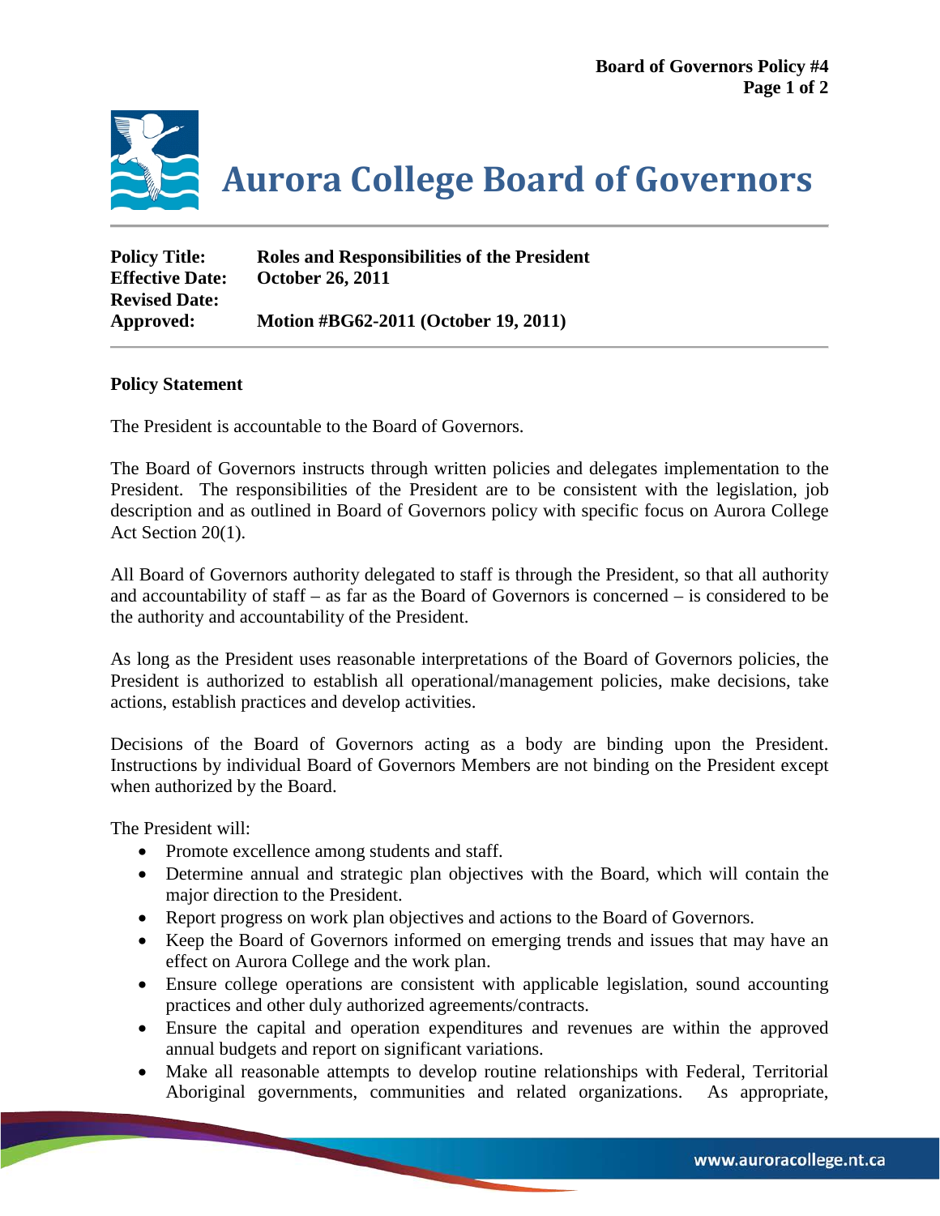# Aurora College Board of Governors

**Policy Title:** Roles and Responsibilities of the President
**Effective Date:** October 26, 2011
**Revised Date:**
**Approved:** Motion #BG62-2011 (October 19, 2011)

---

**Policy Statement**

The President is accountable to the Board of Governors.

The Board of Governors instructs through written policies and delegates implementation to the President. The responsibilities of the President are to be consistent with the legislation, job description and as outlined in Board of Governors policy with specific focus on Aurora College Act Section 20(1).

All Board of Governors authority delegated to staff is through the President, so that all authority and accountability of staff – as far as the Board of Governors is concerned – is considered to be the authority and accountability of the President.

As long as the President uses reasonable interpretations of the Board of Governors policies, the President is authorized to establish all operational/management policies, make decisions, take actions, establish practices and develop activities.

Decisions of the Board of Governors acting as a body are binding upon the President. Instructions by individual Board of Governors Members are not binding on the President except when authorized by the Board.

The President will:

- Promote excellence among students and staff.
- Determine annual and strategic plan objectives with the Board, which will contain the major direction to the President.
- Report progress on work plan objectives and actions to the Board of Governors.
- Keep the Board of Governors informed on emerging trends and issues that may have an effect on Aurora College and the work plan.
- Ensure college operations are consistent with applicable legislation, sound accounting practices and other duly authorized agreements/contracts.
- Ensure the capital and operation expenditures and revenues are within the approved annual budgets and report on significant variations.
- Make all reasonable attempts to develop routine relationships with Federal, Territorial Aboriginal governments, communities and related organizations. As appropriate,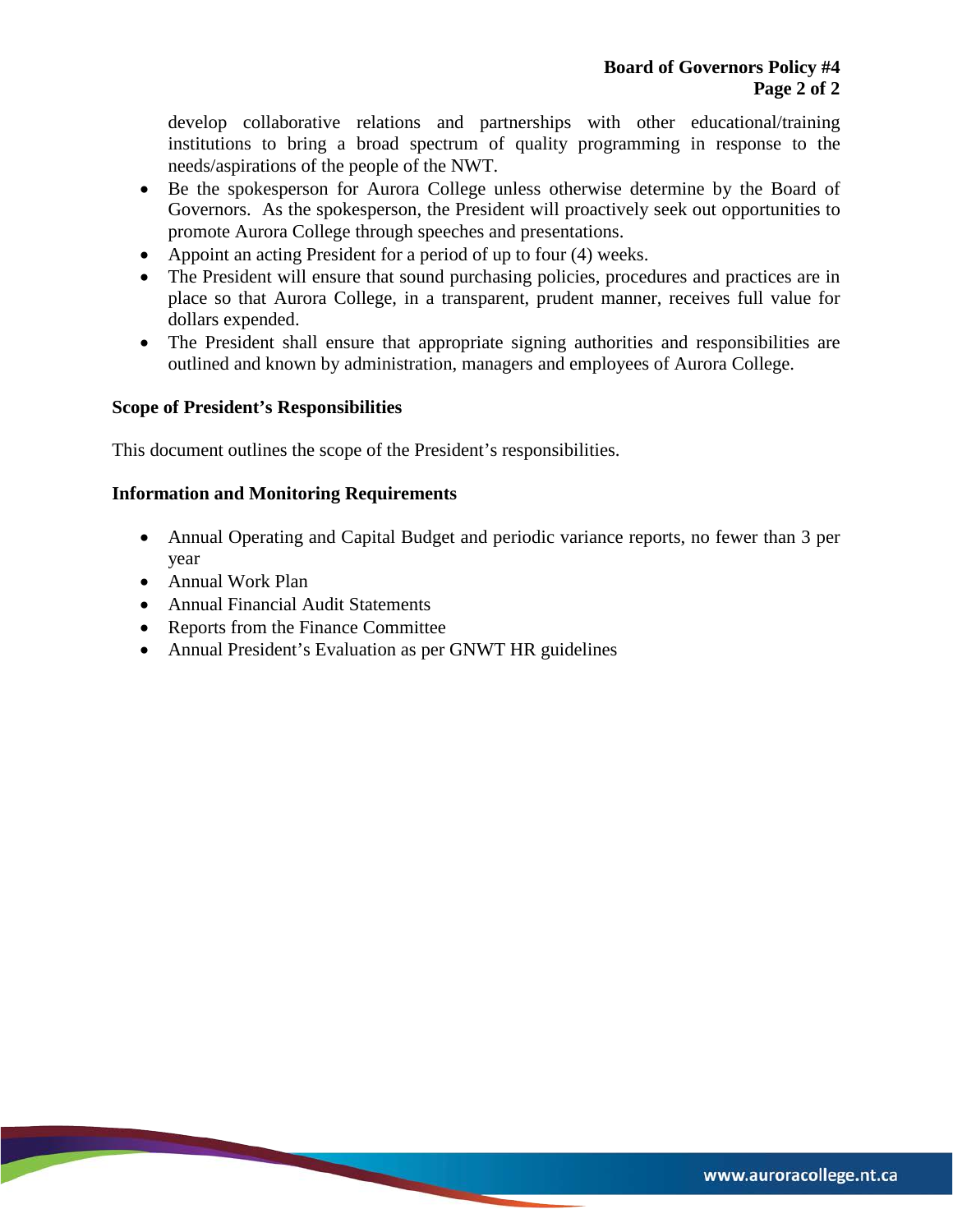develop collaborative relations and partnerships with other educational/training institutions to bring a broad spectrum of quality programming in response to the needs/aspirations of the people of the NWT.

- Be the spokesperson for Aurora College unless otherwise determine by the Board of Governors. As the spokesperson, the President will proactively seek out opportunities to promote Aurora College through speeches and presentations.
- Appoint an acting President for a period of up to four (4) weeks.
- The President will ensure that sound purchasing policies, procedures and practices are in place so that Aurora College, in a transparent, prudent manner, receives full value for dollars expended.
- The President shall ensure that appropriate signing authorities and responsibilities are outlined and known by administration, managers and employees of Aurora College.

**Scope of President's Responsibilities**

This document outlines the scope of the President's responsibilities.

**Information and Monitoring Requirements**

- Annual Operating and Capital Budget and periodic variance reports, no fewer than 3 per year
- Annual Work Plan
- Annual Financial Audit Statements
- Reports from the Finance Committee
- Annual President's Evaluation as per GNWT HR guidelines